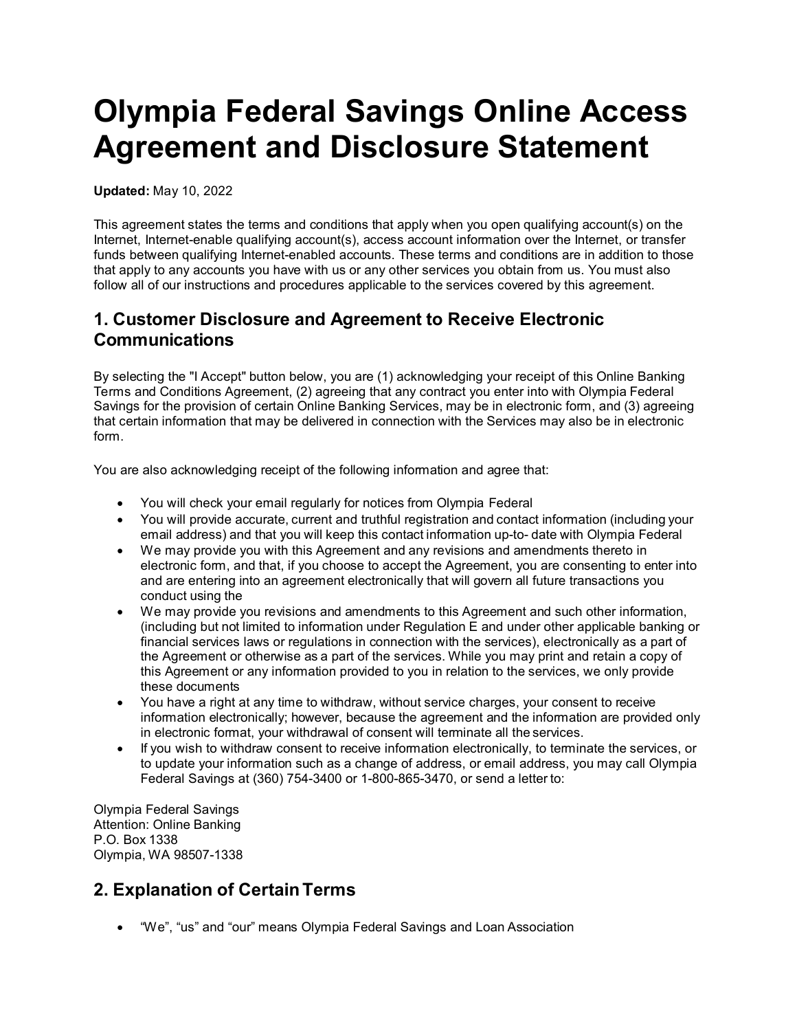# Olympia Federal Savings Online Access Agreement and Disclosure Statement

**Updated:** May 10, 2022

This agreement states the terms and conditions that apply when you open qualifying account(s) on the Internet, Internet-enable qualifying account(s), access account information over the Internet, or transfer funds between qualifying Internet-enabled accounts. These terms and conditions are in addition to those that apply to any accounts you have with us or any other services you obtain from us. You must also follow all of our instructions and procedures applicable to the services covered by this agreement.

## 1. Customer Disclosure and Agreement to Receive Electronic Communications

By selecting the "I Accept" button below, you are (1) acknowledging your receipt of this Online Banking Terms and Conditions Agreement, (2) agreeing that any contract you enter into with Olympia Federal Savings for the provision of certain Online Banking Services, may be in electronic form, and (3) agreeing that certain information that may be delivered in connection with the Services may also be in electronic form.

You are also acknowledging receipt of the following information and agree that:

- You will check your email regularly for notices from Olympia Federal
- You will provide accurate, current and truthful registration and contact information (including your email address) and that you will keep this contact information up-to- date with Olympia Federal
- We may provide you with this Agreement and any revisions and amendments thereto in electronic form, and that, if you choose to accept the Agreement, you are consenting to enter into and are entering into an agreement electronically that will govern all future transactions you conduct using the
- We may provide you revisions and amendments to this Agreement and such other information, (including but not limited to information under Regulation E and under other applicable banking or financial services laws or regulations in connection with the services), electronically as a part of the Agreement or otherwise as a part of the services. While you may print and retain a copy of this Agreement or any information provided to you in relation to the services, we only provide these documents
- You have a right at any time to withdraw, without service charges, your consent to receive information electronically; however, because the agreement and the information are provided only in electronic format, your withdrawal of consent will terminate all the services.
- If you wish to withdraw consent to receive information electronically, to terminate the services, or to update your information such as a change of address, or email address, you may call Olympia Federal Savings at (360) 754-3400 or 1-800-865-3470, or send a letter to:

Olympia Federal Savings  
Attention: Online Banking  
P.O. Box 1338  
Olympia, WA 98507-1338

## 2. Explanation of Certain Terms

- "We", "us" and "our" means Olympia Federal Savings and Loan Association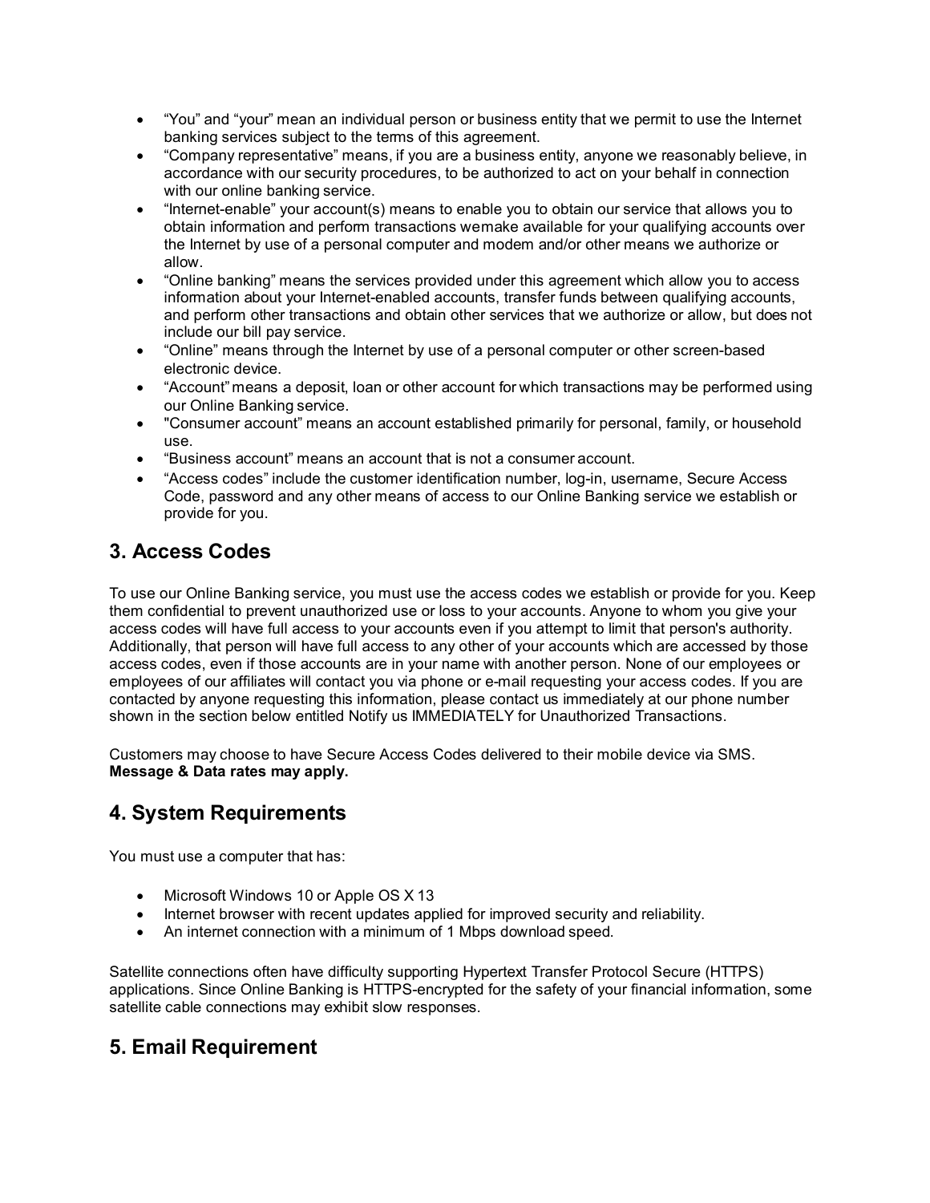- "You" and "your" mean an individual person or business entity that we permit to use the Internet banking services subject to the terms of this agreement.
- "Company representative" means, if you are a business entity, anyone we reasonably believe, in accordance with our security procedures, to be authorized to act on your behalf in connection with our online banking service.
- "Internet-enable" your account(s) means to enable you to obtain our service that allows you to obtain information and perform transactions wemake available for your qualifying accounts over the Internet by use of a personal computer and modem and/or other means we authorize or allow.
- "Online banking" means the services provided under this agreement which allow you to access information about your Internet-enabled accounts, transfer funds between qualifying accounts, and perform other transactions and obtain other services that we authorize or allow, but does not include our bill pay service.
- "Online" means through the Internet by use of a personal computer or other screen-based electronic device.
- "Account" means a deposit, loan or other account for which transactions may be performed using our Online Banking service.
- "Consumer account" means an account established primarily for personal, family, or household use.
- "Business account" means an account that is not a consumer account.
- "Access codes" include the customer identification number, log-in, username, Secure Access Code, password and any other means of access to our Online Banking service we establish or provide for you.

## 3. Access Codes

To use our Online Banking service, you must use the access codes we establish or provide for you. Keep them confidential to prevent unauthorized use or loss to your accounts. Anyone to whom you give your access codes will have full access to your accounts even if you attempt to limit that person's authority. Additionally, that person will have full access to any other of your accounts which are accessed by those access codes, even if those accounts are in your name with another person. None of our employees or employees of our affiliates will contact you via phone or e-mail requesting your access codes. If you are contacted by anyone requesting this information, please contact us immediately at our phone number shown in the section below entitled Notify us IMMEDIATELY for Unauthorized Transactions.

Customers may choose to have Secure Access Codes delivered to their mobile device via SMS. **Message & Data rates may apply.**

## 4. System Requirements

You must use a computer that has:

- Microsoft Windows 10 or Apple OS X 13
- Internet browser with recent updates applied for improved security and reliability.
- An internet connection with a minimum of 1 Mbps download speed.

Satellite connections often have difficulty supporting Hypertext Transfer Protocol Secure (HTTPS) applications. Since Online Banking is HTTPS-encrypted for the safety of your financial information, some satellite cable connections may exhibit slow responses.

## 5. Email Requirement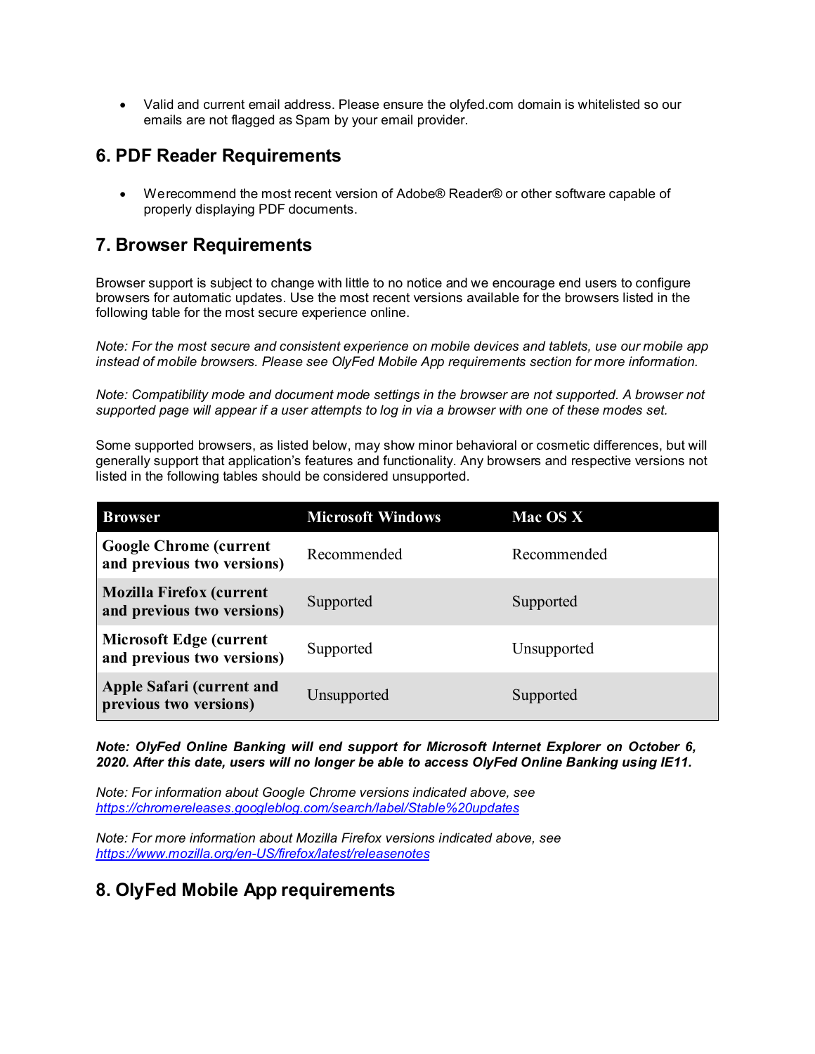- Valid and current email address. Please ensure the olyfed.com domain is whitelisted so our emails are not flagged as Spam by your email provider.

## 6. PDF Reader Requirements

- Werecommend the most recent version of Adobe® Reader® or other software capable of properly displaying PDF documents.

## 7. Browser Requirements

Browser support is subject to change with little to no notice and we encourage end users to configure browsers for automatic updates. Use the most recent versions available for the browsers listed in the following table for the most secure experience online.

*Note: For the most secure and consistent experience on mobile devices and tablets, use our mobile app instead of mobile browsers. Please see OlyFed Mobile App requirements section for more information.*

*Note: Compatibility mode and document mode settings in the browser are not supported. A browser not supported page will appear if a user attempts to log in via a browser with one of these modes set.*

Some supported browsers, as listed below, may show minor behavioral or cosmetic differences, but will generally support that application's features and functionality. Any browsers and respective versions not listed in the following tables should be considered unsupported.

| Browser | Microsoft Windows | Mac OS X |
|---|---|---|
| **Google Chrome (current and previous two versions)** | Recommended | Recommended |
| **Mozilla Firefox (current and previous two versions)** | Supported | Supported |
| **Microsoft Edge (current and previous two versions)** | Supported | Unsupported |
| **Apple Safari (current and previous two versions)** | Unsupported | Supported |

***Note: OlyFed Online Banking will end support for Microsoft Internet Explorer on October 6, 2020. After this date, users will no longer be able to access OlyFed Online Banking using IE11.***

*Note: For information about Google Chrome versions indicated above, see [https://chromereleases.googleblog.com/search/label/Stable%20updates](https://chromereleases.googleblog.com/search/label/Stable%20updates)*

*Note: For more information about Mozilla Firefox versions indicated above, see [https://www.mozilla.org/en-US/firefox/latest/releasenotes](https://www.mozilla.org/en-US/firefox/latest/releasenotes)*

## 8. OlyFed Mobile App requirements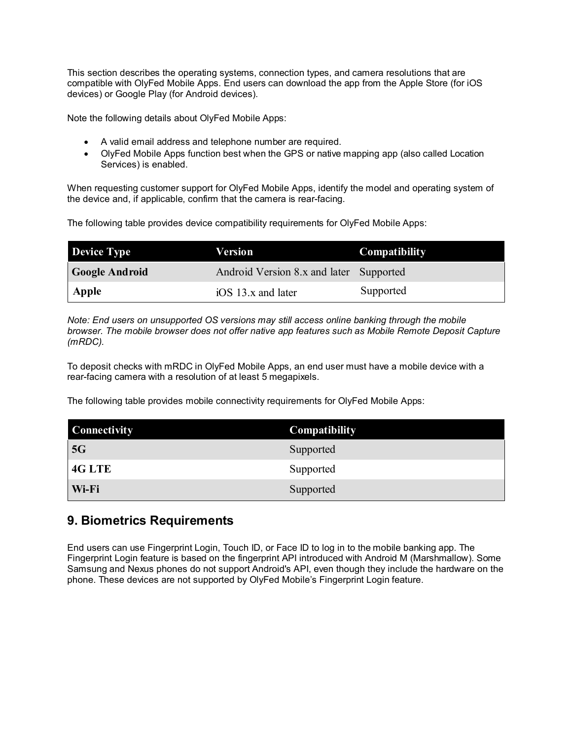This section describes the operating systems, connection types, and camera resolutions that are compatible with OlyFed Mobile Apps. End users can download the app from the Apple Store (for iOS devices) or Google Play (for Android devices).

Note the following details about OlyFed Mobile Apps:

- A valid email address and telephone number are required.
- OlyFed Mobile Apps function best when the GPS or native mapping app (also called Location Services) is enabled.

When requesting customer support for OlyFed Mobile Apps, identify the model and operating system of the device and, if applicable, confirm that the camera is rear-facing.

The following table provides device compatibility requirements for OlyFed Mobile Apps:

| Device Type | Version | Compatibility |
| --- | --- | --- |
| **Google Android** | Android Version 8.x and later | Supported |
| **Apple** | iOS 13.x and later | Supported |

*Note: End users on unsupported OS versions may still access online banking through the mobile browser. The mobile browser does not offer native app features such as Mobile Remote Deposit Capture (mRDC).*

To deposit checks with mRDC in OlyFed Mobile Apps, an end user must have a mobile device with a rear-facing camera with a resolution of at least 5 megapixels.

The following table provides mobile connectivity requirements for OlyFed Mobile Apps:

| Connectivity | Compatibility |
| --- | --- |
| **5G** | Supported |
| **4G LTE** | Supported |
| **Wi-Fi** | Supported |

## 9. Biometrics Requirements

End users can use Fingerprint Login, Touch ID, or Face ID to log in to the mobile banking app. The Fingerprint Login feature is based on the fingerprint API introduced with Android M (Marshmallow). Some Samsung and Nexus phones do not support Android's API, even though they include the hardware on the phone. These devices are not supported by OlyFed Mobile's Fingerprint Login feature.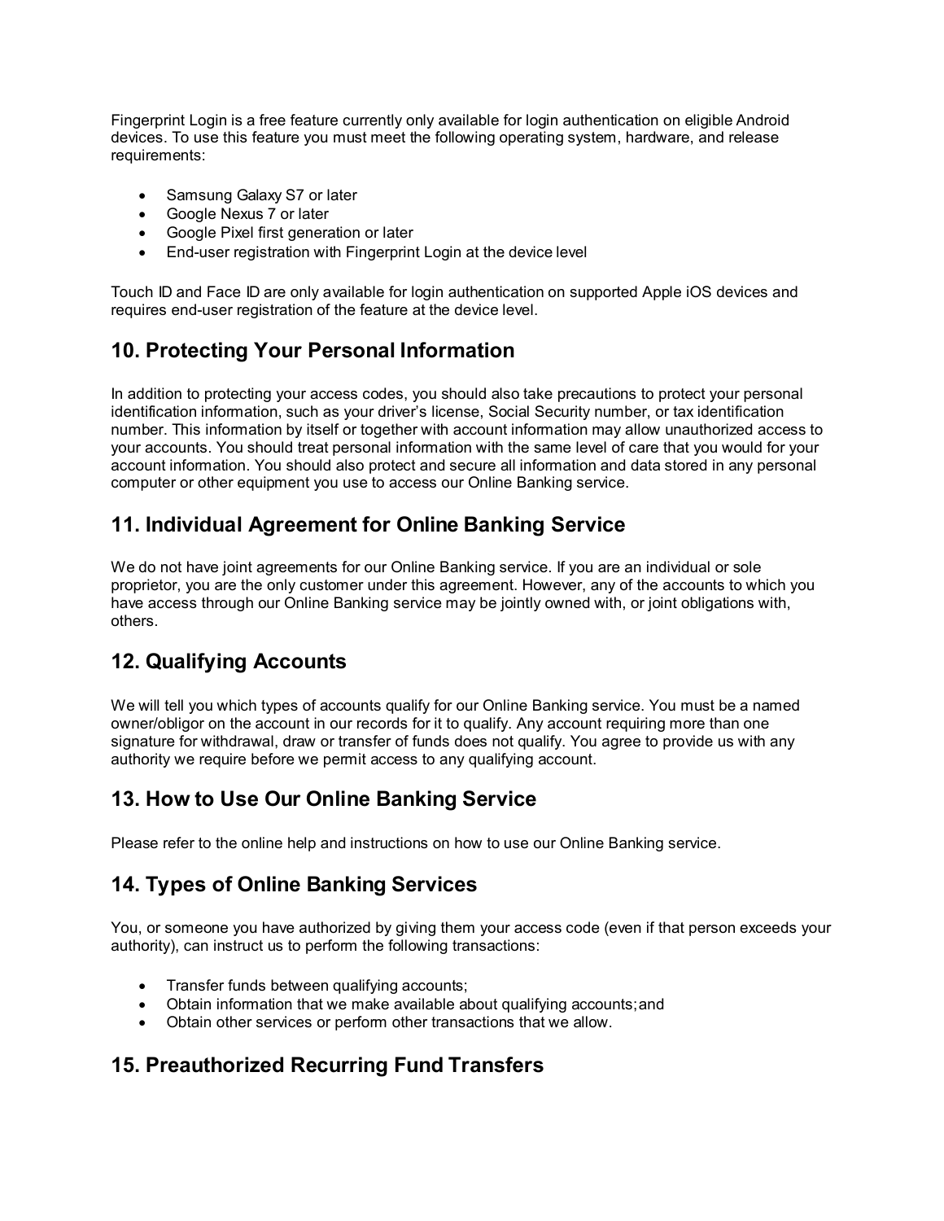Fingerprint Login is a free feature currently only available for login authentication on eligible Android devices. To use this feature you must meet the following operating system, hardware, and release requirements:

- Samsung Galaxy S7 or later
- Google Nexus 7 or later
- Google Pixel first generation or later
- End-user registration with Fingerprint Login at the device level

Touch ID and Face ID are only available for login authentication on supported Apple iOS devices and requires end-user registration of the feature at the device level.

## 10. Protecting Your Personal Information

In addition to protecting your access codes, you should also take precautions to protect your personal identification information, such as your driver's license, Social Security number, or tax identification number. This information by itself or together with account information may allow unauthorized access to your accounts. You should treat personal information with the same level of care that you would for your account information. You should also protect and secure all information and data stored in any personal computer or other equipment you use to access our Online Banking service.

## 11. Individual Agreement for Online Banking Service

We do not have joint agreements for our Online Banking service. If you are an individual or sole proprietor, you are the only customer under this agreement. However, any of the accounts to which you have access through our Online Banking service may be jointly owned with, or joint obligations with, others.

## 12. Qualifying Accounts

We will tell you which types of accounts qualify for our Online Banking service. You must be a named owner/obligor on the account in our records for it to qualify. Any account requiring more than one signature for withdrawal, draw or transfer of funds does not qualify. You agree to provide us with any authority we require before we permit access to any qualifying account.

## 13. How to Use Our Online Banking Service

Please refer to the online help and instructions on how to use our Online Banking service.

## 14. Types of Online Banking Services

You, or someone you have authorized by giving them your access code (even if that person exceeds your authority), can instruct us to perform the following transactions:

- Transfer funds between qualifying accounts;
- Obtain information that we make available about qualifying accounts; and
- Obtain other services or perform other transactions that we allow.

## 15. Preauthorized Recurring Fund Transfers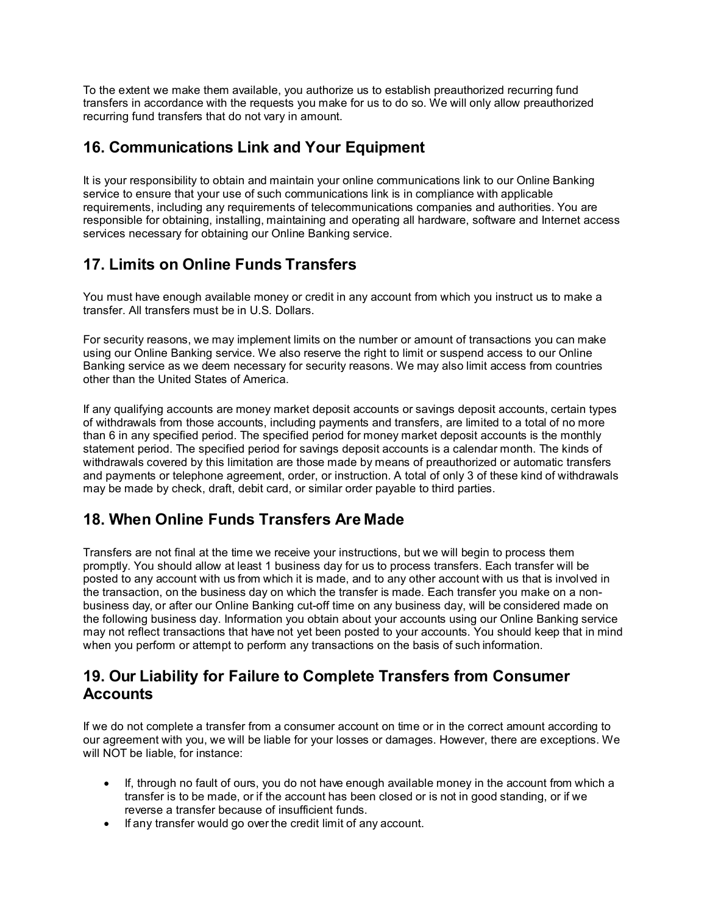To the extent we make them available, you authorize us to establish preauthorized recurring fund transfers in accordance with the requests you make for us to do so. We will only allow preauthorized recurring fund transfers that do not vary in amount.

## 16. Communications Link and Your Equipment

It is your responsibility to obtain and maintain your online communications link to our Online Banking service to ensure that your use of such communications link is in compliance with applicable requirements, including any requirements of telecommunications companies and authorities. You are responsible for obtaining, installing, maintaining and operating all hardware, software and Internet access services necessary for obtaining our Online Banking service.

## 17. Limits on Online Funds Transfers

You must have enough available money or credit in any account from which you instruct us to make a transfer. All transfers must be in U.S. Dollars.

For security reasons, we may implement limits on the number or amount of transactions you can make using our Online Banking service. We also reserve the right to limit or suspend access to our Online Banking service as we deem necessary for security reasons. We may also limit access from countries other than the United States of America.

If any qualifying accounts are money market deposit accounts or savings deposit accounts, certain types of withdrawals from those accounts, including payments and transfers, are limited to a total of no more than 6 in any specified period. The specified period for money market deposit accounts is the monthly statement period. The specified period for savings deposit accounts is a calendar month. The kinds of withdrawals covered by this limitation are those made by means of preauthorized or automatic transfers and payments or telephone agreement, order, or instruction. A total of only 3 of these kind of withdrawals may be made by check, draft, debit card, or similar order payable to third parties.

## 18. When Online Funds Transfers Are Made

Transfers are not final at the time we receive your instructions, but we will begin to process them promptly. You should allow at least 1 business day for us to process transfers. Each transfer will be posted to any account with us from which it is made, and to any other account with us that is involved in the transaction, on the business day on which the transfer is made. Each transfer you make on a non-business day, or after our Online Banking cut-off time on any business day, will be considered made on the following business day. Information you obtain about your accounts using our Online Banking service may not reflect transactions that have not yet been posted to your accounts. You should keep that in mind when you perform or attempt to perform any transactions on the basis of such information.

## 19. Our Liability for Failure to Complete Transfers from Consumer Accounts

If we do not complete a transfer from a consumer account on time or in the correct amount according to our agreement with you, we will be liable for your losses or damages. However, there are exceptions. We will NOT be liable, for instance:

- If, through no fault of ours, you do not have enough available money in the account from which a transfer is to be made, or if the account has been closed or is not in good standing, or if we reverse a transfer because of insufficient funds.
- If any transfer would go over the credit limit of any account.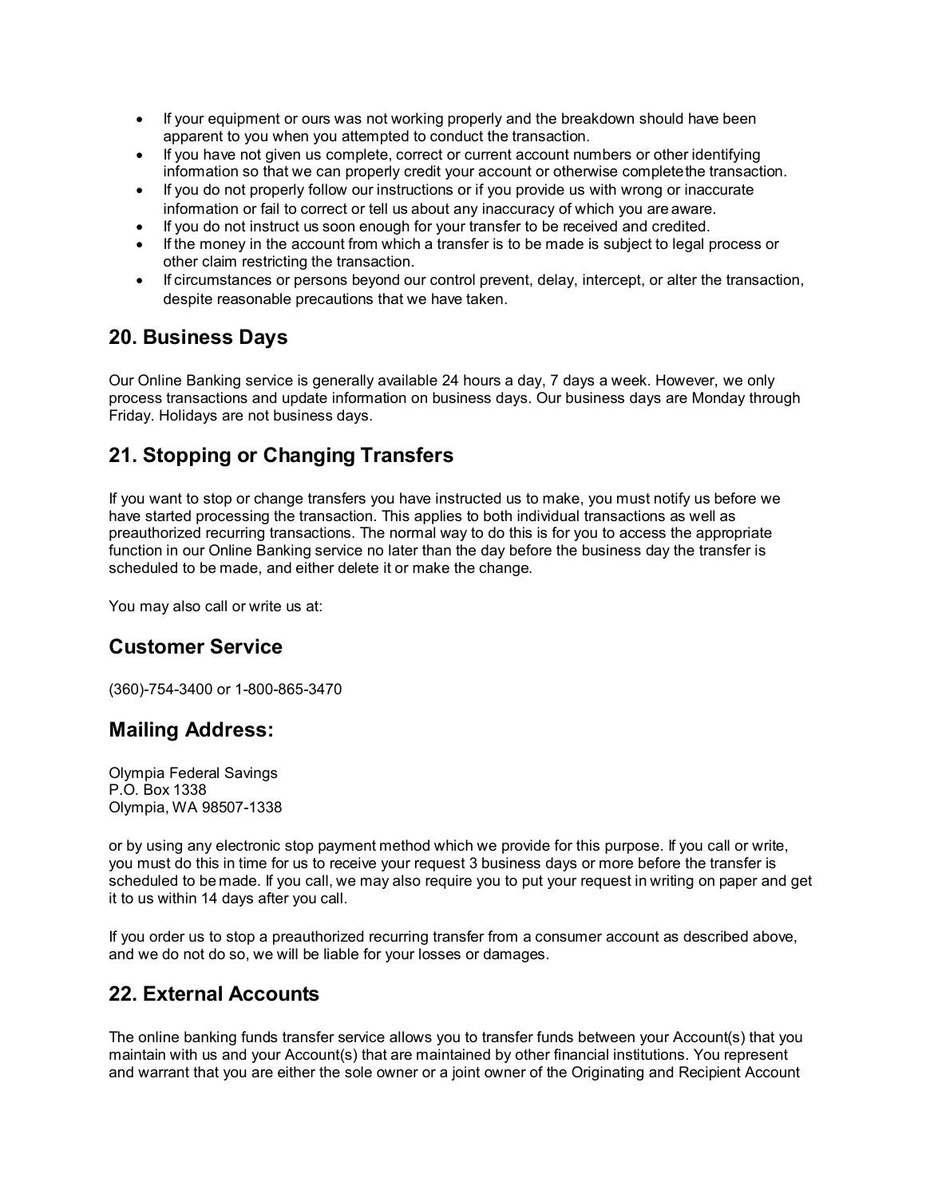- If your equipment or ours was not working properly and the breakdown should have been apparent to you when you attempted to conduct the transaction.
- If you have not given us complete, correct or current account numbers or other identifying information so that we can properly credit your account or otherwise complete the transaction.
- If you do not properly follow our instructions or if you provide us with wrong or inaccurate information or fail to correct or tell us about any inaccuracy of which you are aware.
- If you do not instruct us soon enough for your transfer to be received and credited.
- If the money in the account from which a transfer is to be made is subject to legal process or other claim restricting the transaction.
- If circumstances or persons beyond our control prevent, delay, intercept, or alter the transaction, despite reasonable precautions that we have taken.

## 20. Business Days

Our Online Banking service is generally available 24 hours a day, 7 days a week. However, we only process transactions and update information on business days. Our business days are Monday through Friday. Holidays are not business days.

## 21. Stopping or Changing Transfers

If you want to stop or change transfers you have instructed us to make, you must notify us before we have started processing the transaction. This applies to both individual transactions as well as preauthorized recurring transactions. The normal way to do this is for you to access the appropriate function in our Online Banking service no later than the day before the business day the transfer is scheduled to be made, and either delete it or make the change.

You may also call or write us at:

## Customer Service

(360)-754-3400 or 1-800-865-3470

## Mailing Address:

Olympia Federal Savings
P.O. Box 1338
Olympia, WA 98507-1338

or by using any electronic stop payment method which we provide for this purpose. If you call or write, you must do this in time for us to receive your request 3 business days or more before the transfer is scheduled to be made. If you call, we may also require you to put your request in writing on paper and get it to us within 14 days after you call.

If you order us to stop a preauthorized recurring transfer from a consumer account as described above, and we do not do so, we will be liable for your losses or damages.

## 22. External Accounts

The online banking funds transfer service allows you to transfer funds between your Account(s) that you maintain with us and your Account(s) that are maintained by other financial institutions. You represent and warrant that you are either the sole owner or a joint owner of the Originating and Recipient Account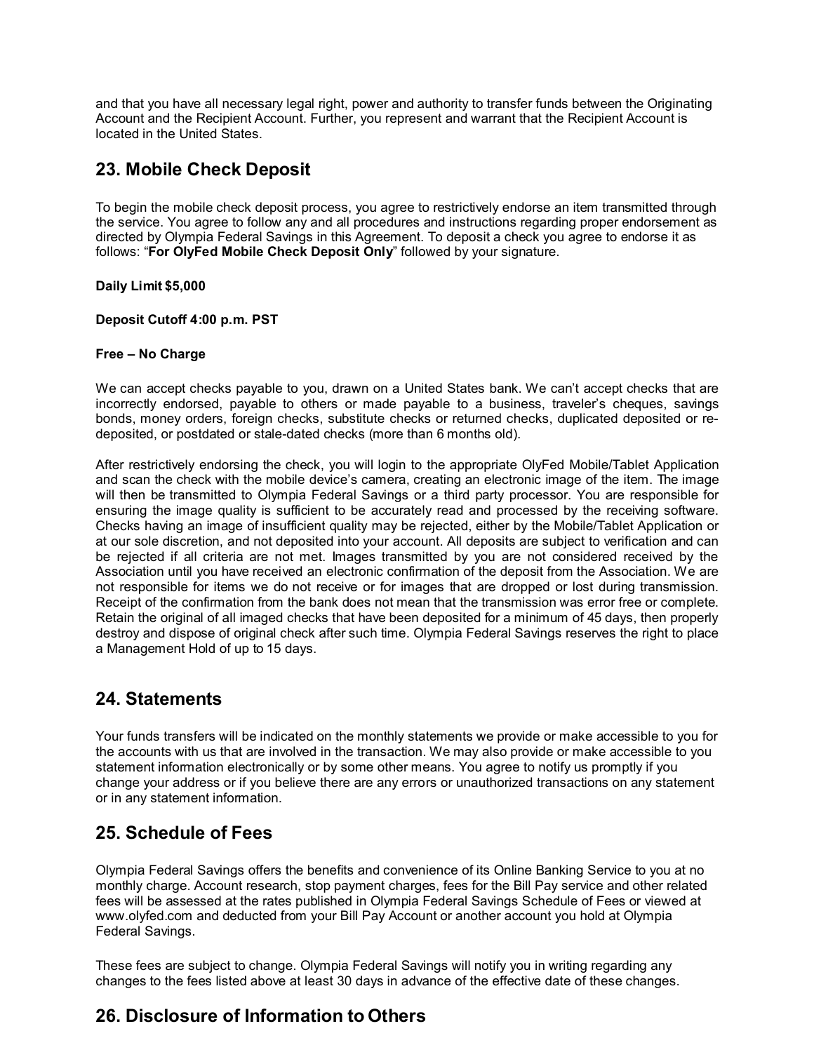and that you have all necessary legal right, power and authority to transfer funds between the Originating Account and the Recipient Account. Further, you represent and warrant that the Recipient Account is located in the United States.

## 23. Mobile Check Deposit

To begin the mobile check deposit process, you agree to restrictively endorse an item transmitted through the service. You agree to follow any and all procedures and instructions regarding proper endorsement as directed by Olympia Federal Savings in this Agreement. To deposit a check you agree to endorse it as follows: "**For OlyFed Mobile Check Deposit Only**" followed by your signature.

**Daily Limit $5,000**

**Deposit Cutoff 4:00 p.m. PST**

**Free – No Charge**

We can accept checks payable to you, drawn on a United States bank. We can't accept checks that are incorrectly endorsed, payable to others or made payable to a business, traveler's cheques, savings bonds, money orders, foreign checks, substitute checks or returned checks, duplicated deposited or re-deposited, or postdated or stale-dated checks (more than 6 months old).

After restrictively endorsing the check, you will login to the appropriate OlyFed Mobile/Tablet Application and scan the check with the mobile device's camera, creating an electronic image of the item. The image will then be transmitted to Olympia Federal Savings or a third party processor. You are responsible for ensuring the image quality is sufficient to be accurately read and processed by the receiving software. Checks having an image of insufficient quality may be rejected, either by the Mobile/Tablet Application or at our sole discretion, and not deposited into your account. All deposits are subject to verification and can be rejected if all criteria are not met. Images transmitted by you are not considered received by the Association until you have received an electronic confirmation of the deposit from the Association. We are not responsible for items we do not receive or for images that are dropped or lost during transmission. Receipt of the confirmation from the bank does not mean that the transmission was error free or complete. Retain the original of all imaged checks that have been deposited for a minimum of 45 days, then properly destroy and dispose of original check after such time. Olympia Federal Savings reserves the right to place a Management Hold of up to 15 days.

## 24. Statements

Your funds transfers will be indicated on the monthly statements we provide or make accessible to you for the accounts with us that are involved in the transaction. We may also provide or make accessible to you statement information electronically or by some other means. You agree to notify us promptly if you change your address or if you believe there are any errors or unauthorized transactions on any statement or in any statement information.

## 25. Schedule of Fees

Olympia Federal Savings offers the benefits and convenience of its Online Banking Service to you at no monthly charge. Account research, stop payment charges, fees for the Bill Pay service and other related fees will be assessed at the rates published in Olympia Federal Savings Schedule of Fees or viewed at www.olyfed.com and deducted from your Bill Pay Account or another account you hold at Olympia Federal Savings.

These fees are subject to change. Olympia Federal Savings will notify you in writing regarding any changes to the fees listed above at least 30 days in advance of the effective date of these changes.

## 26. Disclosure of Information to Others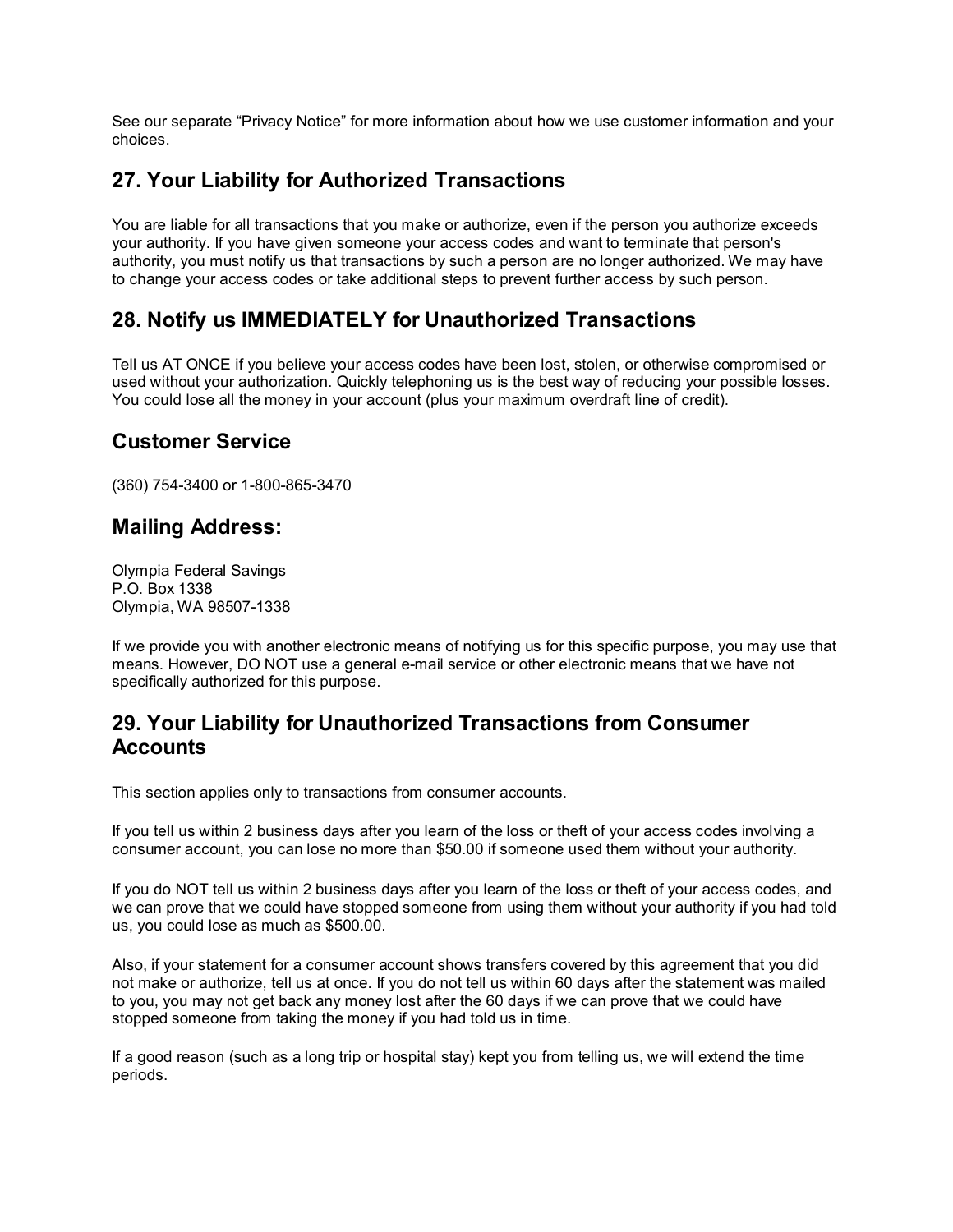See our separate “Privacy Notice” for more information about how we use customer information and your choices.

## 27. Your Liability for Authorized Transactions

You are liable for all transactions that you make or authorize, even if the person you authorize exceeds your authority. If you have given someone your access codes and want to terminate that person's authority, you must notify us that transactions by such a person are no longer authorized. We may have to change your access codes or take additional steps to prevent further access by such person.

## 28. Notify us IMMEDIATELY for Unauthorized Transactions

Tell us AT ONCE if you believe your access codes have been lost, stolen, or otherwise compromised or used without your authorization. Quickly telephoning us is the best way of reducing your possible losses. You could lose all the money in your account (plus your maximum overdraft line of credit).

## Customer Service

(360) 754-3400 or 1-800-865-3470

## Mailing Address:

Olympia Federal Savings
P.O. Box 1338
Olympia, WA 98507-1338

If we provide you with another electronic means of notifying us for this specific purpose, you may use that means. However, DO NOT use a general e-mail service or other electronic means that we have not specifically authorized for this purpose.

## 29. Your Liability for Unauthorized Transactions from Consumer Accounts

This section applies only to transactions from consumer accounts.

If you tell us within 2 business days after you learn of the loss or theft of your access codes involving a consumer account, you can lose no more than $50.00 if someone used them without your authority.

If you do NOT tell us within 2 business days after you learn of the loss or theft of your access codes, and we can prove that we could have stopped someone from using them without your authority if you had told us, you could lose as much as $500.00.

Also, if your statement for a consumer account shows transfers covered by this agreement that you did not make or authorize, tell us at once. If you do not tell us within 60 days after the statement was mailed to you, you may not get back any money lost after the 60 days if we can prove that we could have stopped someone from taking the money if you had told us in time.

If a good reason (such as a long trip or hospital stay) kept you from telling us, we will extend the time periods.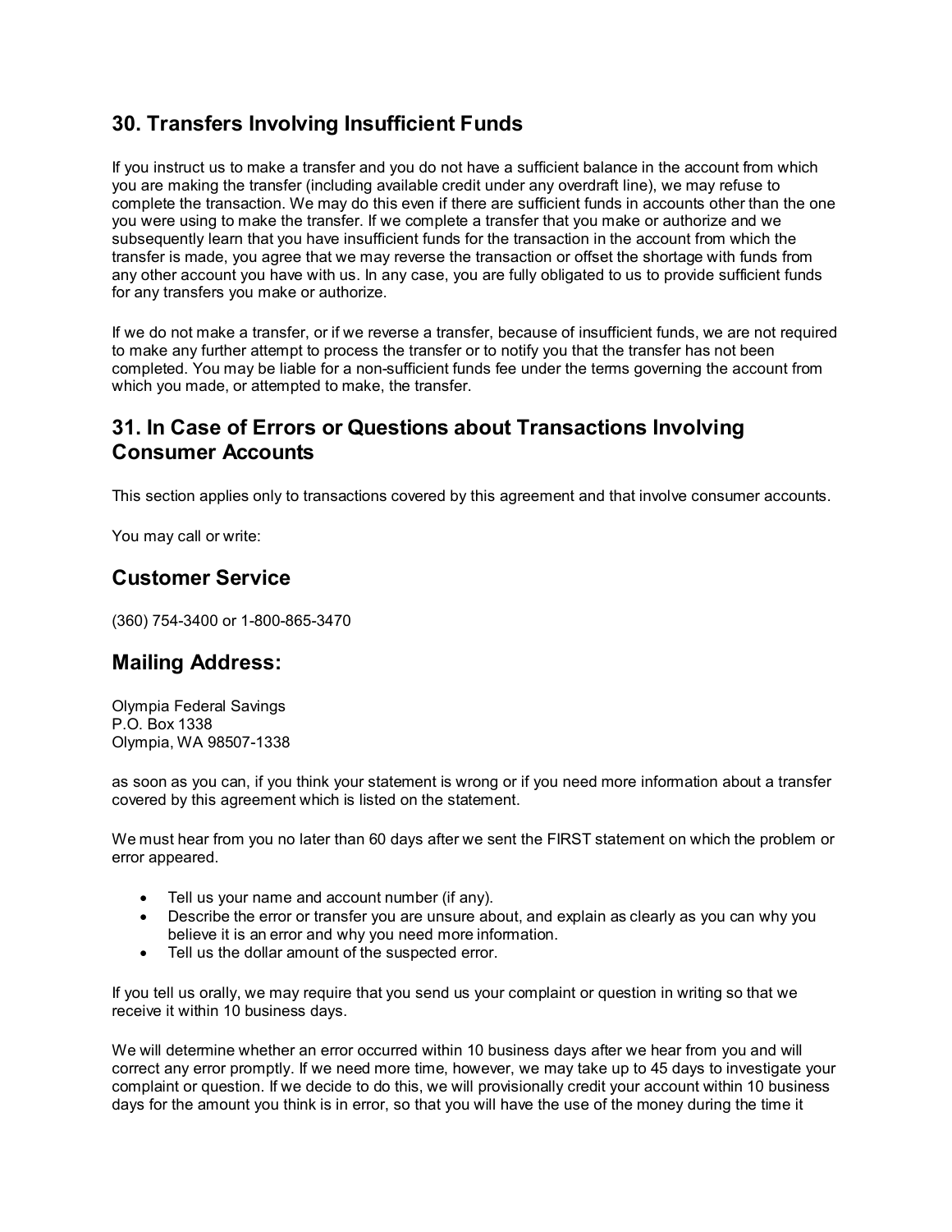## 30. Transfers Involving Insufficient Funds

If you instruct us to make a transfer and you do not have a sufficient balance in the account from which you are making the transfer (including available credit under any overdraft line), we may refuse to complete the transaction. We may do this even if there are sufficient funds in accounts other than the one you were using to make the transfer. If we complete a transfer that you make or authorize and we subsequently learn that you have insufficient funds for the transaction in the account from which the transfer is made, you agree that we may reverse the transaction or offset the shortage with funds from any other account you have with us. In any case, you are fully obligated to us to provide sufficient funds for any transfers you make or authorize.

If we do not make a transfer, or if we reverse a transfer, because of insufficient funds, we are not required to make any further attempt to process the transfer or to notify you that the transfer has not been completed. You may be liable for a non-sufficient funds fee under the terms governing the account from which you made, or attempted to make, the transfer.

## 31. In Case of Errors or Questions about Transactions Involving Consumer Accounts

This section applies only to transactions covered by this agreement and that involve consumer accounts.

You may call or write:

## Customer Service

(360) 754-3400 or 1-800-865-3470

## Mailing Address:

Olympia Federal Savings
P.O. Box 1338
Olympia, WA 98507-1338

as soon as you can, if you think your statement is wrong or if you need more information about a transfer covered by this agreement which is listed on the statement.

We must hear from you no later than 60 days after we sent the FIRST statement on which the problem or error appeared.

- Tell us your name and account number (if any).
- Describe the error or transfer you are unsure about, and explain as clearly as you can why you believe it is an error and why you need more information.
- Tell us the dollar amount of the suspected error.

If you tell us orally, we may require that you send us your complaint or question in writing so that we receive it within 10 business days.

We will determine whether an error occurred within 10 business days after we hear from you and will correct any error promptly. If we need more time, however, we may take up to 45 days to investigate your complaint or question. If we decide to do this, we will provisionally credit your account within 10 business days for the amount you think is in error, so that you will have the use of the money during the time it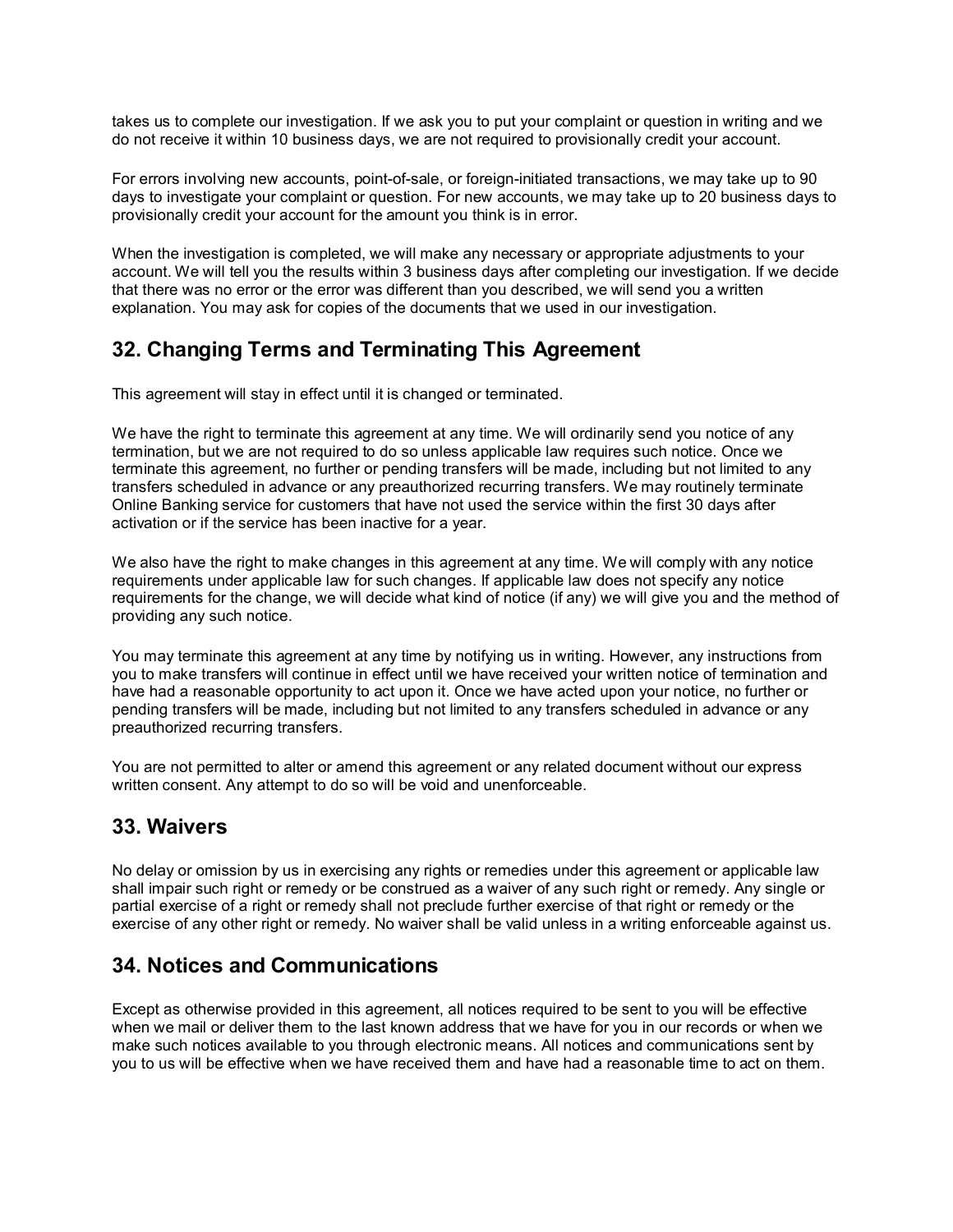takes us to complete our investigation. If we ask you to put your complaint or question in writing and we do not receive it within 10 business days, we are not required to provisionally credit your account.

For errors involving new accounts, point-of-sale, or foreign-initiated transactions, we may take up to 90 days to investigate your complaint or question. For new accounts, we may take up to 20 business days to provisionally credit your account for the amount you think is in error.

When the investigation is completed, we will make any necessary or appropriate adjustments to your account. We will tell you the results within 3 business days after completing our investigation. If we decide that there was no error or the error was different than you described, we will send you a written explanation. You may ask for copies of the documents that we used in our investigation.

## 32. Changing Terms and Terminating This Agreement

This agreement will stay in effect until it is changed or terminated.

We have the right to terminate this agreement at any time. We will ordinarily send you notice of any termination, but we are not required to do so unless applicable law requires such notice. Once we terminate this agreement, no further or pending transfers will be made, including but not limited to any transfers scheduled in advance or any preauthorized recurring transfers. We may routinely terminate Online Banking service for customers that have not used the service within the first 30 days after activation or if the service has been inactive for a year.

We also have the right to make changes in this agreement at any time. We will comply with any notice requirements under applicable law for such changes. If applicable law does not specify any notice requirements for the change, we will decide what kind of notice (if any) we will give you and the method of providing any such notice.

You may terminate this agreement at any time by notifying us in writing. However, any instructions from you to make transfers will continue in effect until we have received your written notice of termination and have had a reasonable opportunity to act upon it. Once we have acted upon your notice, no further or pending transfers will be made, including but not limited to any transfers scheduled in advance or any preauthorized recurring transfers.

You are not permitted to alter or amend this agreement or any related document without our express written consent. Any attempt to do so will be void and unenforceable.

## 33. Waivers

No delay or omission by us in exercising any rights or remedies under this agreement or applicable law shall impair such right or remedy or be construed as a waiver of any such right or remedy. Any single or partial exercise of a right or remedy shall not preclude further exercise of that right or remedy or the exercise of any other right or remedy. No waiver shall be valid unless in a writing enforceable against us.

## 34. Notices and Communications

Except as otherwise provided in this agreement, all notices required to be sent to you will be effective when we mail or deliver them to the last known address that we have for you in our records or when we make such notices available to you through electronic means. All notices and communications sent by you to us will be effective when we have received them and have had a reasonable time to act on them.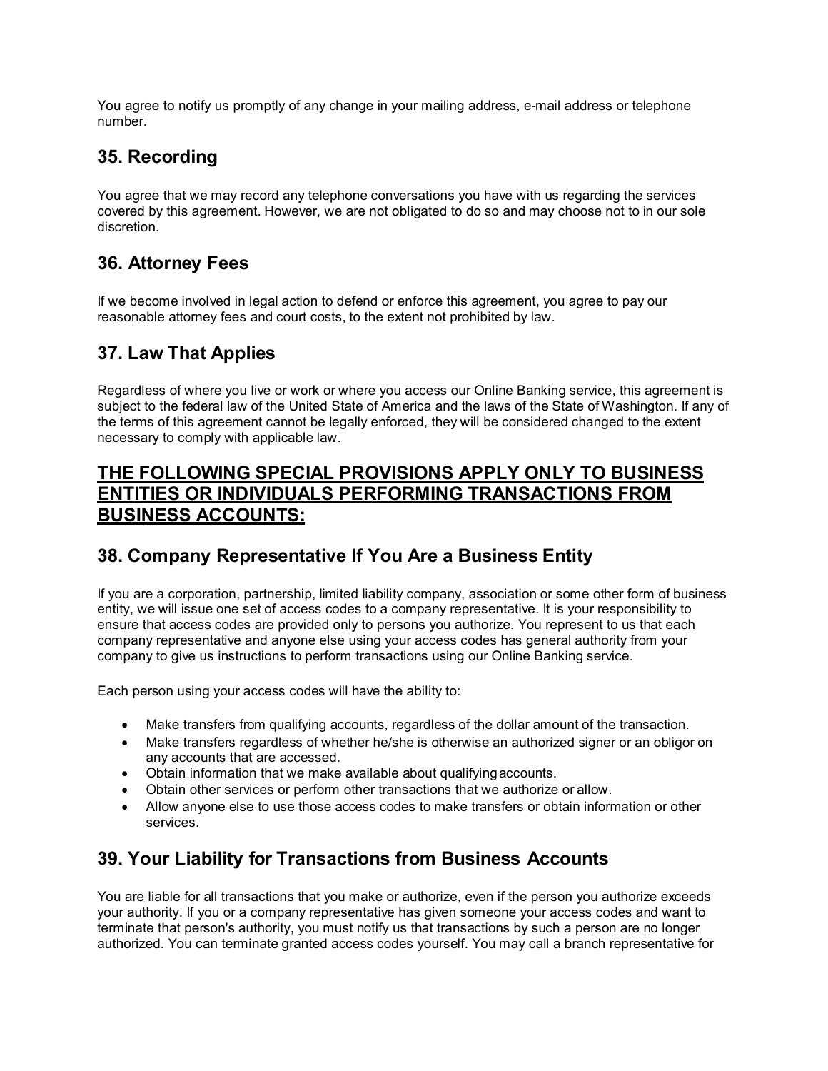You agree to notify us promptly of any change in your mailing address, e-mail address or telephone number.

## 35. Recording

You agree that we may record any telephone conversations you have with us regarding the services covered by this agreement. However, we are not obligated to do so and may choose not to in our sole discretion.

## 36. Attorney Fees

If we become involved in legal action to defend or enforce this agreement, you agree to pay our reasonable attorney fees and court costs, to the extent not prohibited by law.

## 37. Law That Applies

Regardless of where you live or work or where you access our Online Banking service, this agreement is subject to the federal law of the United State of America and the laws of the State of Washington. If any of the terms of this agreement cannot be legally enforced, they will be considered changed to the extent necessary to comply with applicable law.

## THE FOLLOWING SPECIAL PROVISIONS APPLY ONLY TO BUSINESS ENTITIES OR INDIVIDUALS PERFORMING TRANSACTIONS FROM BUSINESS ACCOUNTS:

## 38. Company Representative If You Are a Business Entity

If you are a corporation, partnership, limited liability company, association or some other form of business entity, we will issue one set of access codes to a company representative. It is your responsibility to ensure that access codes are provided only to persons you authorize. You represent to us that each company representative and anyone else using your access codes has general authority from your company to give us instructions to perform transactions using our Online Banking service.

Each person using your access codes will have the ability to:

- Make transfers from qualifying accounts, regardless of the dollar amount of the transaction.
- Make transfers regardless of whether he/she is otherwise an authorized signer or an obligor on any accounts that are accessed.
- Obtain information that we make available about qualifying accounts.
- Obtain other services or perform other transactions that we authorize or allow.
- Allow anyone else to use those access codes to make transfers or obtain information or other services.

## 39. Your Liability for Transactions from Business Accounts

You are liable for all transactions that you make or authorize, even if the person you authorize exceeds your authority. If you or a company representative has given someone your access codes and want to terminate that person's authority, you must notify us that transactions by such a person are no longer authorized. You can terminate granted access codes yourself. You may call a branch representative for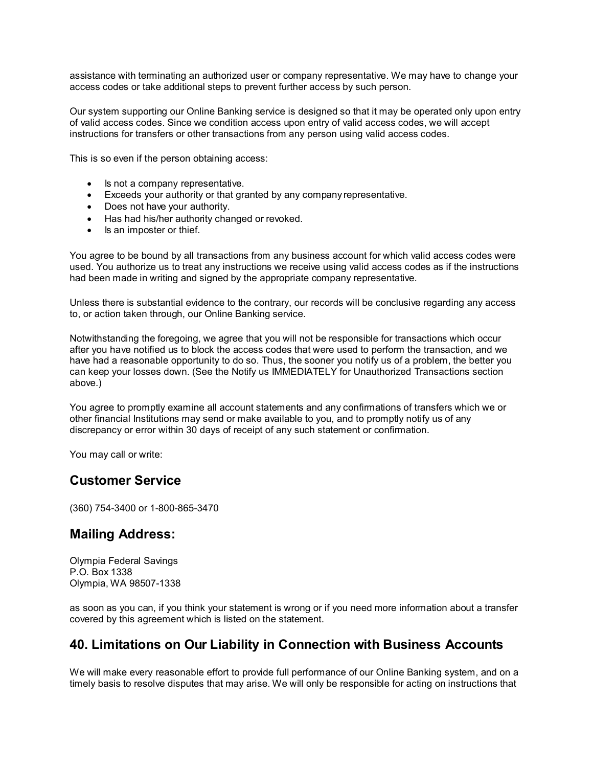assistance with terminating an authorized user or company representative. We may have to change your access codes or take additional steps to prevent further access by such person.

Our system supporting our Online Banking service is designed so that it may be operated only upon entry of valid access codes. Since we condition access upon entry of valid access codes, we will accept instructions for transfers or other transactions from any person using valid access codes.

This is so even if the person obtaining access:

- Is not a company representative.
- Exceeds your authority or that granted by any company representative.
- Does not have your authority.
- Has had his/her authority changed or revoked.
- Is an imposter or thief.

You agree to be bound by all transactions from any business account for which valid access codes were used. You authorize us to treat any instructions we receive using valid access codes as if the instructions had been made in writing and signed by the appropriate company representative.

Unless there is substantial evidence to the contrary, our records will be conclusive regarding any access to, or action taken through, our Online Banking service.

Notwithstanding the foregoing, we agree that you will not be responsible for transactions which occur after you have notified us to block the access codes that were used to perform the transaction, and we have had a reasonable opportunity to do so. Thus, the sooner you notify us of a problem, the better you can keep your losses down. (See the Notify us IMMEDIATELY for Unauthorized Transactions section above.)

You agree to promptly examine all account statements and any confirmations of transfers which we or other financial Institutions may send or make available to you, and to promptly notify us of any discrepancy or error within 30 days of receipt of any such statement or confirmation.

You may call or write:

## Customer Service

(360) 754-3400 or 1-800-865-3470

## Mailing Address:

Olympia Federal Savings
P.O. Box 1338
Olympia, WA 98507-1338

as soon as you can, if you think your statement is wrong or if you need more information about a transfer covered by this agreement which is listed on the statement.

## 40. Limitations on Our Liability in Connection with Business Accounts

We will make every reasonable effort to provide full performance of our Online Banking system, and on a timely basis to resolve disputes that may arise. We will only be responsible for acting on instructions that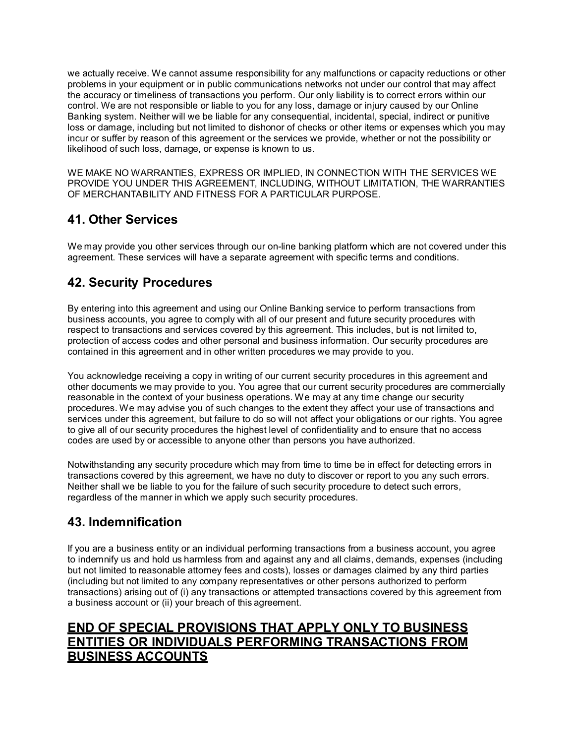we actually receive. We cannot assume responsibility for any malfunctions or capacity reductions or other problems in your equipment or in public communications networks not under our control that may affect the accuracy or timeliness of transactions you perform. Our only liability is to correct errors within our control. We are not responsible or liable to you for any loss, damage or injury caused by our Online Banking system. Neither will we be liable for any consequential, incidental, special, indirect or punitive loss or damage, including but not limited to dishonor of checks or other items or expenses which you may incur or suffer by reason of this agreement or the services we provide, whether or not the possibility or likelihood of such loss, damage, or expense is known to us.

WE MAKE NO WARRANTIES, EXPRESS OR IMPLIED, IN CONNECTION WITH THE SERVICES WE PROVIDE YOU UNDER THIS AGREEMENT, INCLUDING, WITHOUT LIMITATION, THE WARRANTIES OF MERCHANTABILITY AND FITNESS FOR A PARTICULAR PURPOSE.

## 41. Other Services

We may provide you other services through our on-line banking platform which are not covered under this agreement. These services will have a separate agreement with specific terms and conditions.

## 42. Security Procedures

By entering into this agreement and using our Online Banking service to perform transactions from business accounts, you agree to comply with all of our present and future security procedures with respect to transactions and services covered by this agreement. This includes, but is not limited to, protection of access codes and other personal and business information. Our security procedures are contained in this agreement and in other written procedures we may provide to you.

You acknowledge receiving a copy in writing of our current security procedures in this agreement and other documents we may provide to you. You agree that our current security procedures are commercially reasonable in the context of your business operations. We may at any time change our security procedures. We may advise you of such changes to the extent they affect your use of transactions and services under this agreement, but failure to do so will not affect your obligations or our rights. You agree to give all of our security procedures the highest level of confidentiality and to ensure that no access codes are used by or accessible to anyone other than persons you have authorized.

Notwithstanding any security procedure which may from time to time be in effect for detecting errors in transactions covered by this agreement, we have no duty to discover or report to you any such errors. Neither shall we be liable to you for the failure of such security procedure to detect such errors, regardless of the manner in which we apply such security procedures.

## 43. Indemnification

If you are a business entity or an individual performing transactions from a business account, you agree to indemnify us and hold us harmless from and against any and all claims, demands, expenses (including but not limited to reasonable attorney fees and costs), losses or damages claimed by any third parties (including but not limited to any company representatives or other persons authorized to perform transactions) arising out of (i) any transactions or attempted transactions covered by this agreement from a business account or (ii) your breach of this agreement.

## <u>END OF SPECIAL PROVISIONS THAT APPLY ONLY TO BUSINESS ENTITIES OR INDIVIDUALS PERFORMING TRANSACTIONS FROM BUSINESS ACCOUNTS</u>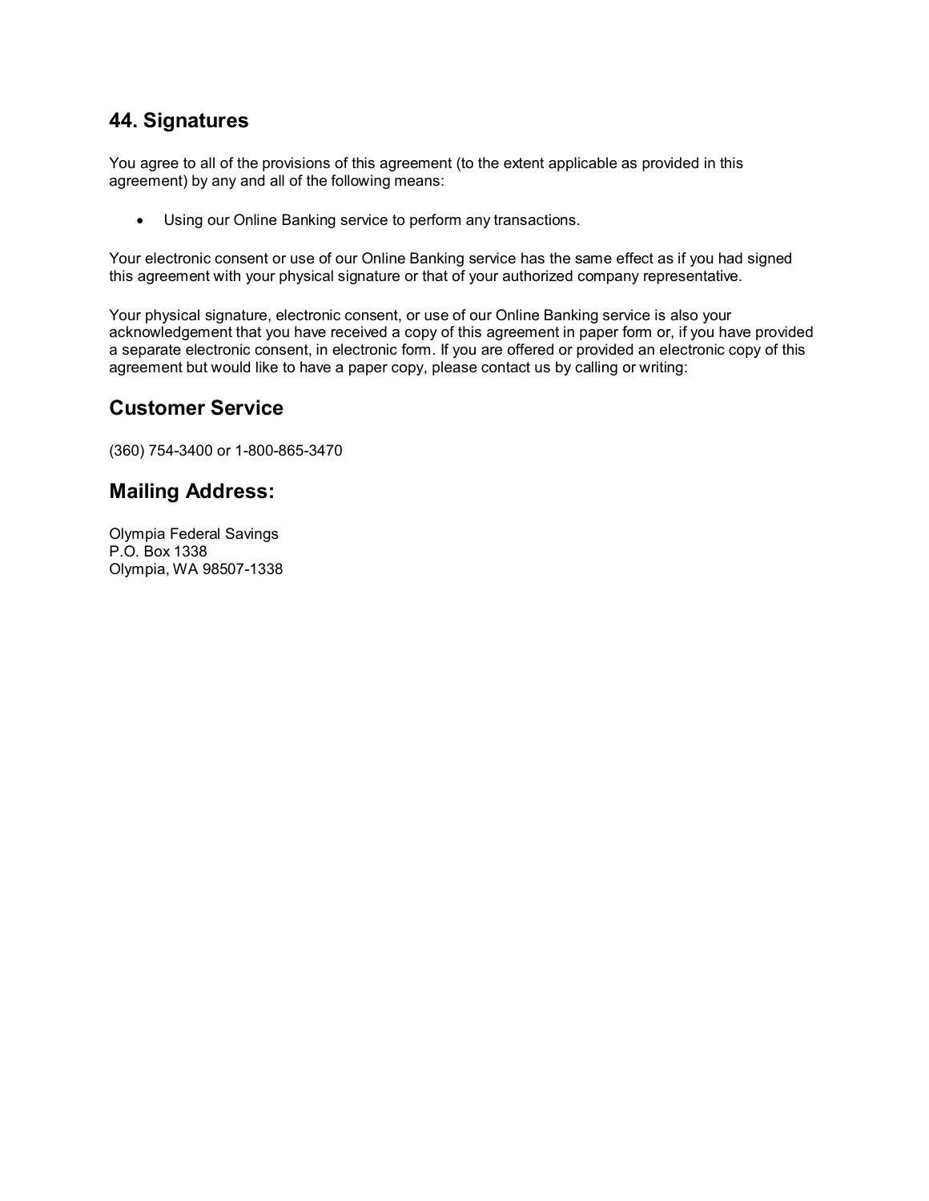## 44. Signatures

You agree to all of the provisions of this agreement (to the extent applicable as provided in this agreement) by any and all of the following means:

- Using our Online Banking service to perform any transactions.

Your electronic consent or use of our Online Banking service has the same effect as if you had signed this agreement with your physical signature or that of your authorized company representative.

Your physical signature, electronic consent, or use of our Online Banking service is also your acknowledgement that you have received a copy of this agreement in paper form or, if you have provided a separate electronic consent, in electronic form. If you are offered or provided an electronic copy of this agreement but would like to have a paper copy, please contact us by calling or writing:

## Customer Service

(360) 754-3400 or 1-800-865-3470

## Mailing Address:

Olympia Federal Savings
P.O. Box 1338
Olympia, WA 98507-1338